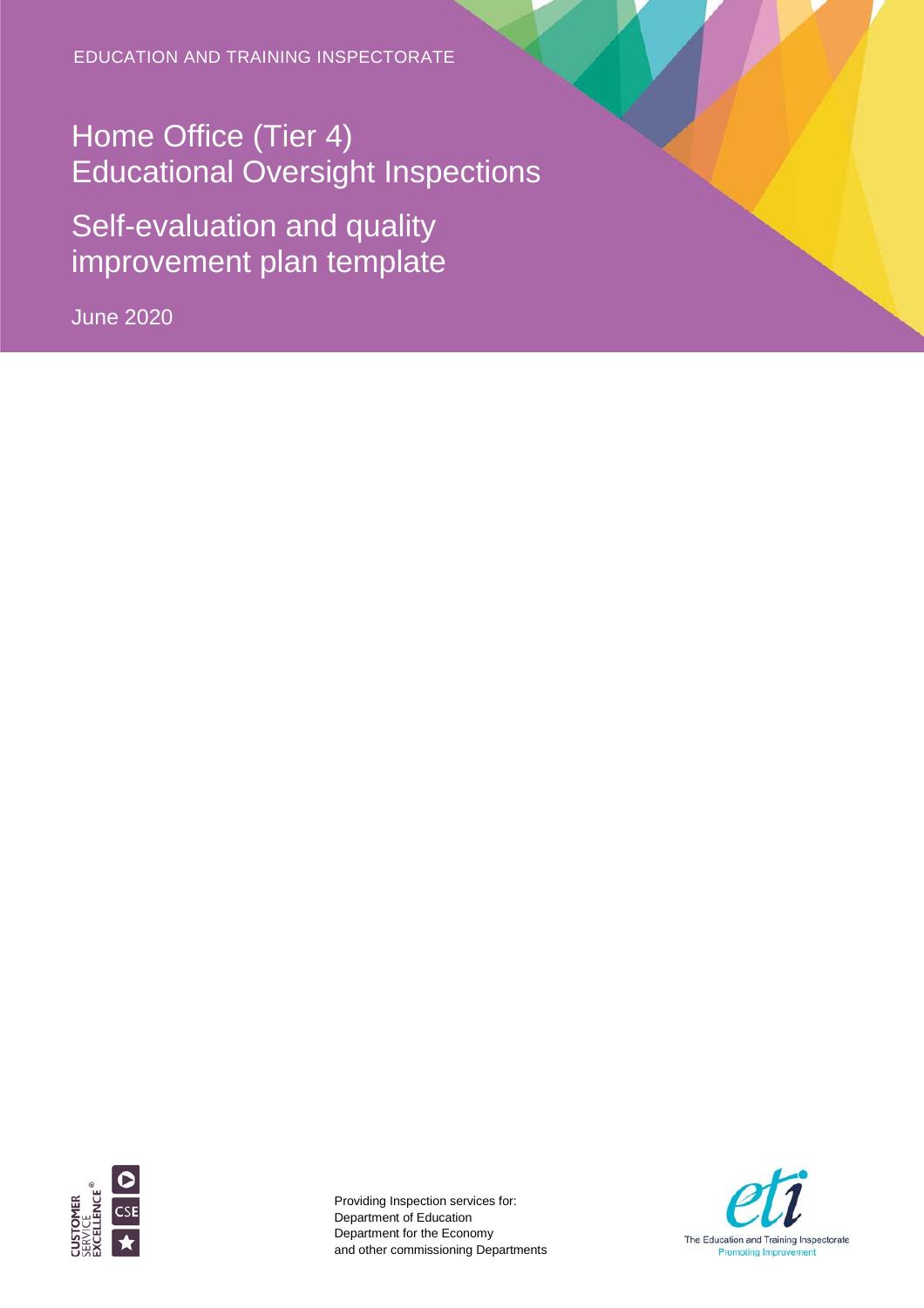EDUCATION AND TRAINING INSPECTORATE

# Home Office (Tier 4) Educational Oversight Inspections

## Self-evaluation and quality improvement plan template

June 2020

Providing Inspection services for:
Department of Education
Department for the Economy
and other commissioning Departments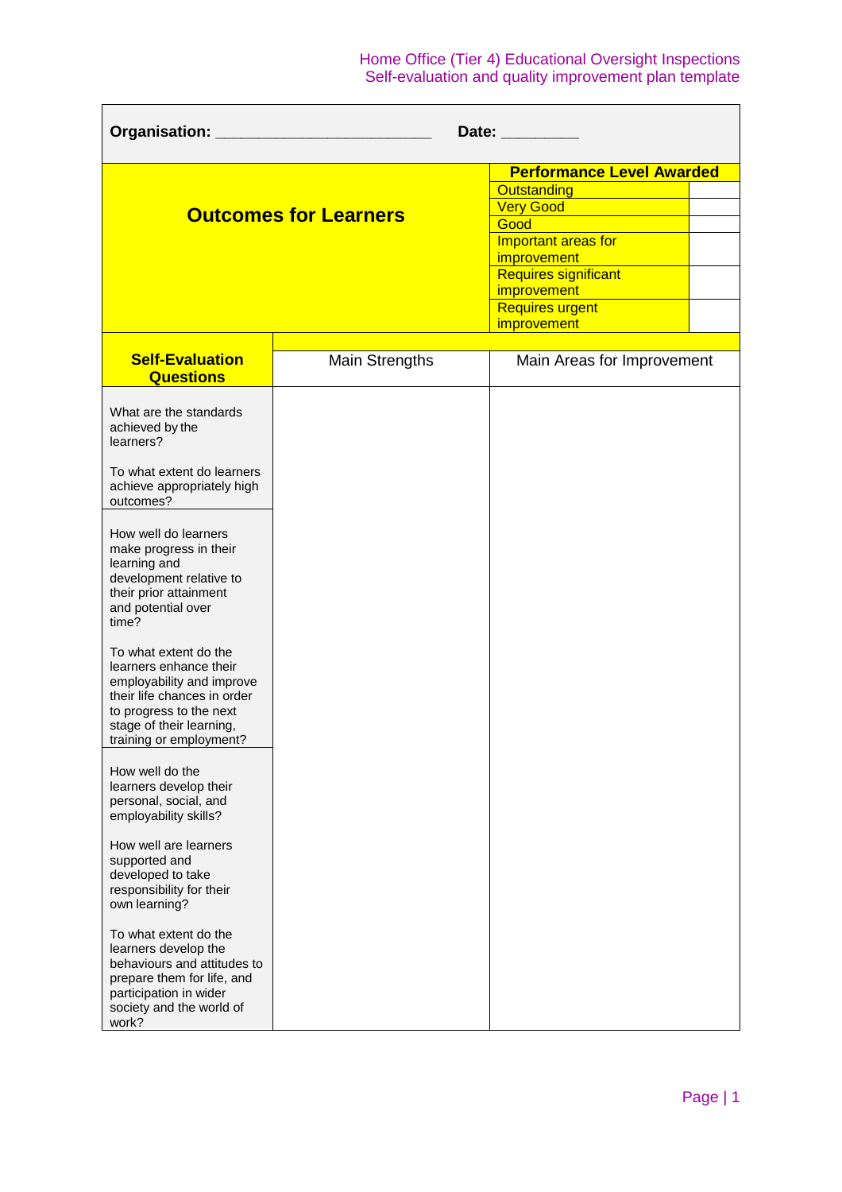**Organisation:** ________________________ **Date:** _________

| Outcomes for Learners | | Performance Level Awarded | |
|---|---|---|---|
| | | Outstanding | |
| | | Very Good | |
| | | Good | |
| | | Important areas for improvement | |
| | | Requires significant improvement | |
| | | Requires urgent improvement | |

| Self-Evaluation Questions | Main Strengths | Main Areas for Improvement |
|---|---|---|
| What are the standards achieved by the learners?<br><br>To what extent do learners achieve appropriately high outcomes? | | |
| How well do learners make progress in their learning and development relative to their prior attainment and potential over time?<br><br>To what extent do the learners enhance their employability and improve their life chances in order to progress to the next stage of their learning, training or employment? | | |
| How well do the learners develop their personal, social, and employability skills?<br><br>How well are learners supported and developed to take responsibility for their own learning?<br><br>To what extent do the learners develop the behaviours and attitudes to prepare them for life, and participation in wider society and the world of work? | | |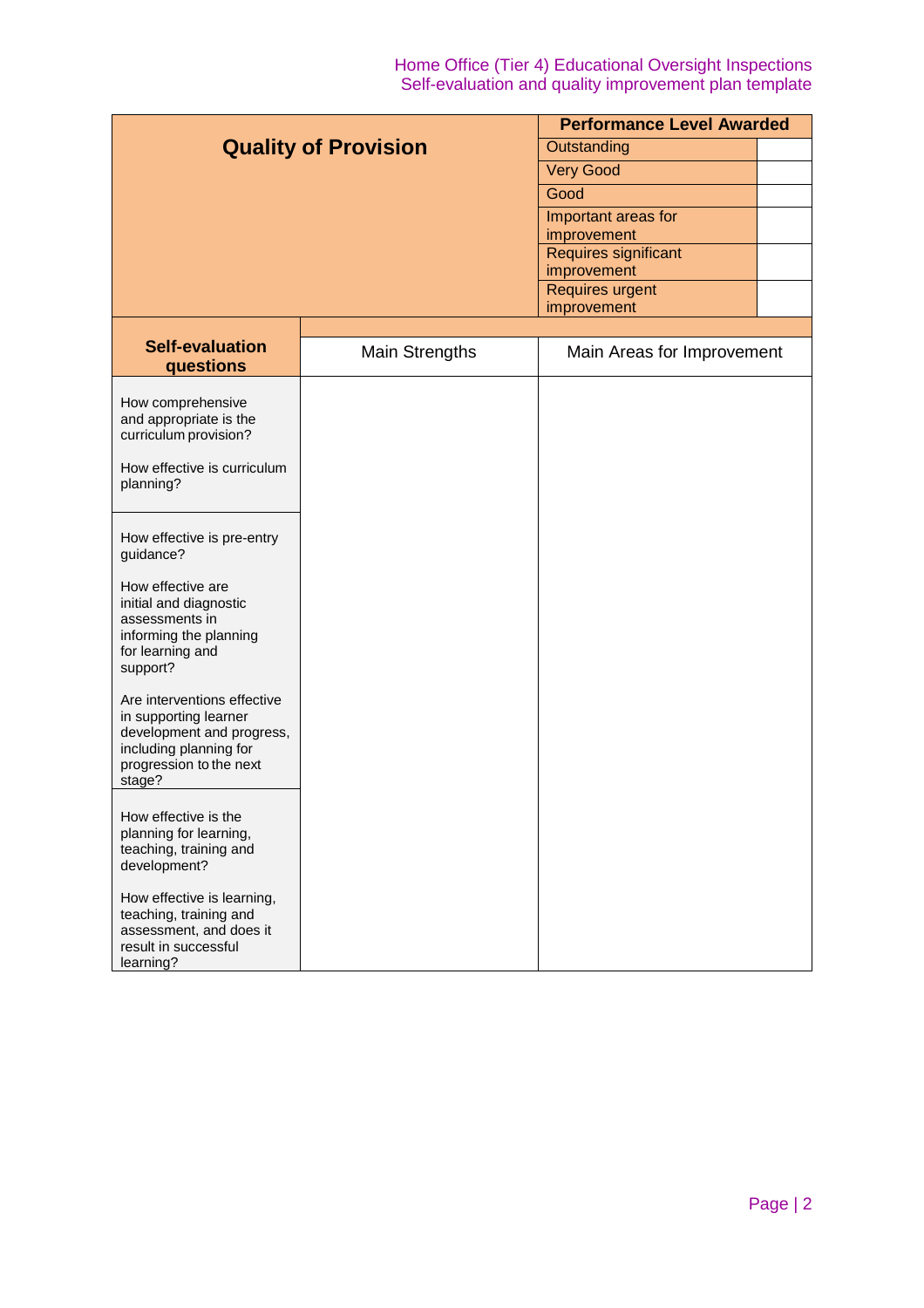| Quality of Provision | Performance Level Awarded | |
|---|---|---|
| | Outstanding | |
| | Very Good | |
| | Good | |
| | Important areas for improvement | |
| | Requires significant improvement | |
| | Requires urgent improvement | |

| Self-evaluation questions | Main Strengths | Main Areas for Improvement |
|---|---|---|
| How comprehensive and appropriate is the curriculum provision?<br><br>How effective is curriculum planning? | | |
| How effective is pre-entry guidance?<br><br>How effective are initial and diagnostic assessments in informing the planning for learning and support?<br><br>Are interventions effective in supporting learner development and progress, including planning for progression to the next stage? | | |
| How effective is the planning for learning, teaching, training and development?<br><br>How effective is learning, teaching, training and assessment, and does it result in successful learning? | | |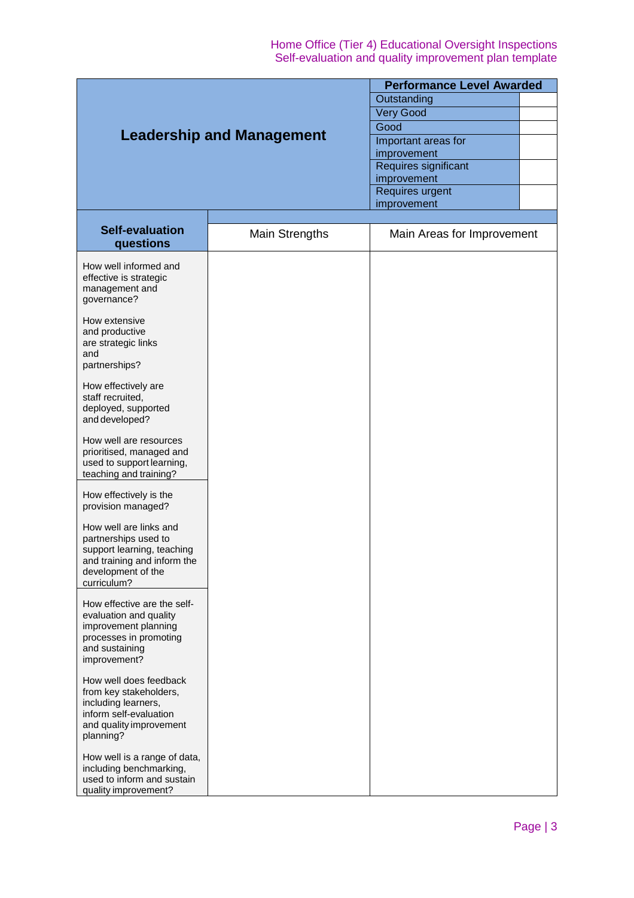| Leadership and Management | | Performance Level Awarded | |
|---|---|---|---|
| | | Outstanding | |
| | | Very Good | |
| | | Good | |
| | | Important areas for improvement | |
| | | Requires significant improvement | |
| | | Requires urgent improvement | |

| Self-evaluation questions | Main Strengths | Main Areas for Improvement |
|---|---|---|
| How well informed and effective is strategic management and governance?<br><br>How extensive and productive are strategic links and partnerships?<br><br>How effectively are staff recruited, deployed, supported and developed?<br><br>How well are resources prioritised, managed and used to support learning, teaching and training? | | |
| How effectively is the provision managed?<br><br>How well are links and partnerships used to support learning, teaching and training and inform the development of the curriculum? | | |
| How effective are the self-evaluation and quality improvement planning processes in promoting and sustaining improvement?<br><br>How well does feedback from key stakeholders, including learners, inform self-evaluation and quality improvement planning?<br><br>How well is a range of data, including benchmarking, used to inform and sustain quality improvement? | | |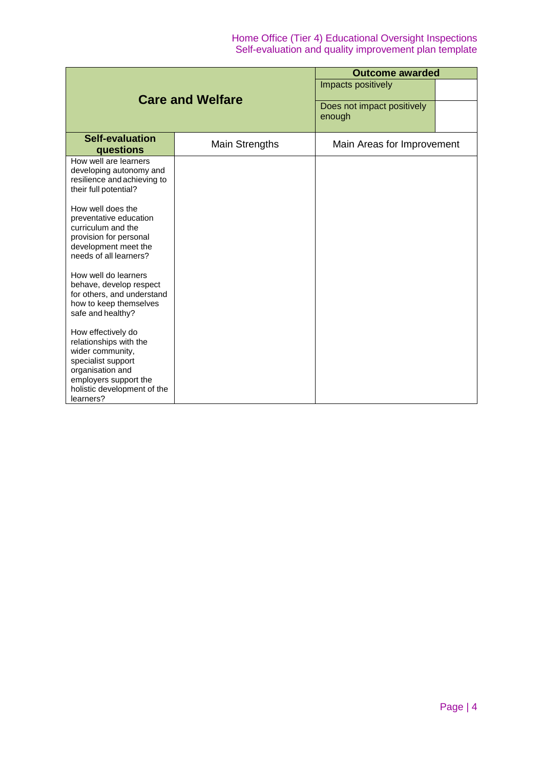| Care and Welfare | | Outcome awarded | |
|---|---|---|---|
| | | Impacts positively | |
| | | Does not impact positively enough | |
| **Self-evaluation questions** | Main Strengths | Main Areas for Improvement | |
| How well are learners developing autonomy and resilience and achieving to their full potential?<br><br>How well does the preventative education curriculum and the provision for personal development meet the needs of all learners?<br><br>How well do learners behave, develop respect for others, and understand how to keep themselves safe and healthy?<br><br>How effectively do relationships with the wider community, specialist support organisation and employers support the holistic development of the learners? | | | |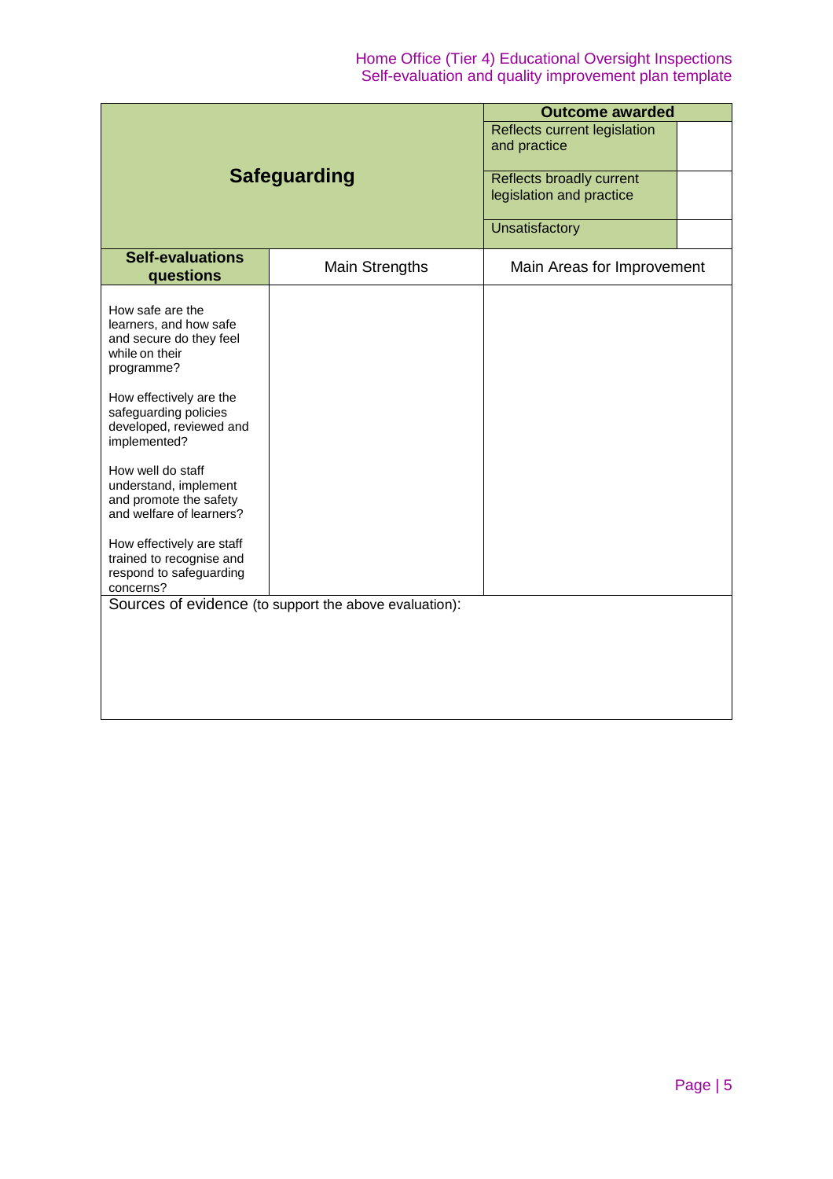| Safeguarding | | Outcome awarded | |
|---|---|---|---|
| | | Reflects current legislation and practice | |
| | | Reflects broadly current legislation and practice | |
| | | Unsatisfactory | |
| **Self-evaluations questions** | Main Strengths | Main Areas for Improvement | |
| How safe are the learners, and how safe and secure do they feel while on their programme?<br><br>How effectively are the safeguarding policies developed, reviewed and implemented?<br><br>How well do staff understand, implement and promote the safety and welfare of learners?<br><br>How effectively are staff trained to recognise and respond to safeguarding concerns? | | | |
| Sources of evidence (to support the above evaluation): | | | |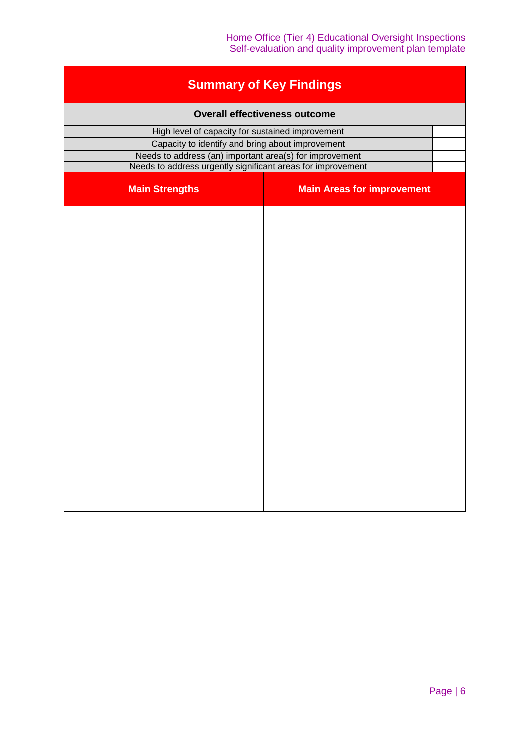## Summary of Key Findings

| Overall effectiveness outcome | |
|---|---|
| High level of capacity for sustained improvement | |
| Capacity to identify and bring about improvement | |
| Needs to address (an) important area(s) for improvement | |
| Needs to address urgently significant areas for improvement | |

| Main Strengths | Main Areas for improvement |
|---|---|
| | |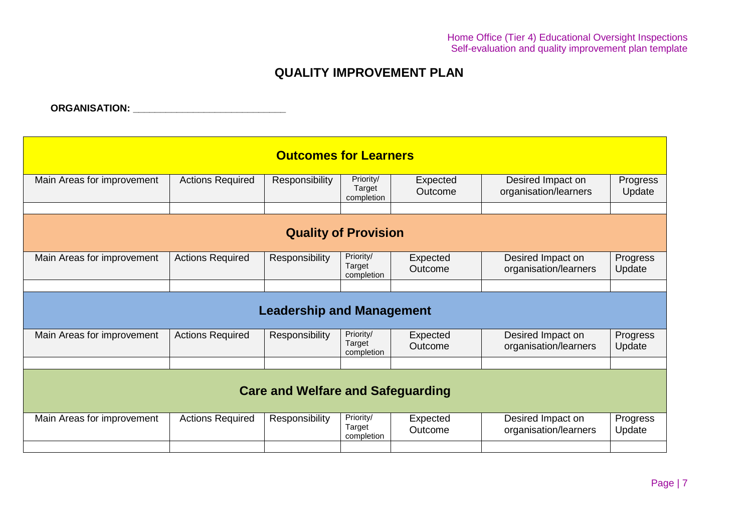## QUALITY IMPROVEMENT PLAN

**ORGANISATION: ____________________________**

| Outcomes for Learners | | | | | | |
|---|---|---|---|---|---|---|
| Main Areas for improvement | Actions Required | Responsibility | Priority/ Target completion | Expected Outcome | Desired Impact on organisation/learners | Progress Update |
| | | | | | | |

| Quality of Provision | | | | | | |
|---|---|---|---|---|---|---|
| Main Areas for improvement | Actions Required | Responsibility | Priority/ Target completion | Expected Outcome | Desired Impact on organisation/learners | Progress Update |
| | | | | | | |

| Leadership and Management | | | | | | |
|---|---|---|---|---|---|---|
| Main Areas for improvement | Actions Required | Responsibility | Priority/ Target completion | Expected Outcome | Desired Impact on organisation/learners | Progress Update |
| | | | | | | |

| Care and Welfare and Safeguarding | | | | | | |
|---|---|---|---|---|---|---|
| Main Areas for improvement | Actions Required | Responsibility | Priority/ Target completion | Expected Outcome | Desired Impact on organisation/learners | Progress Update |
| | | | | | | |